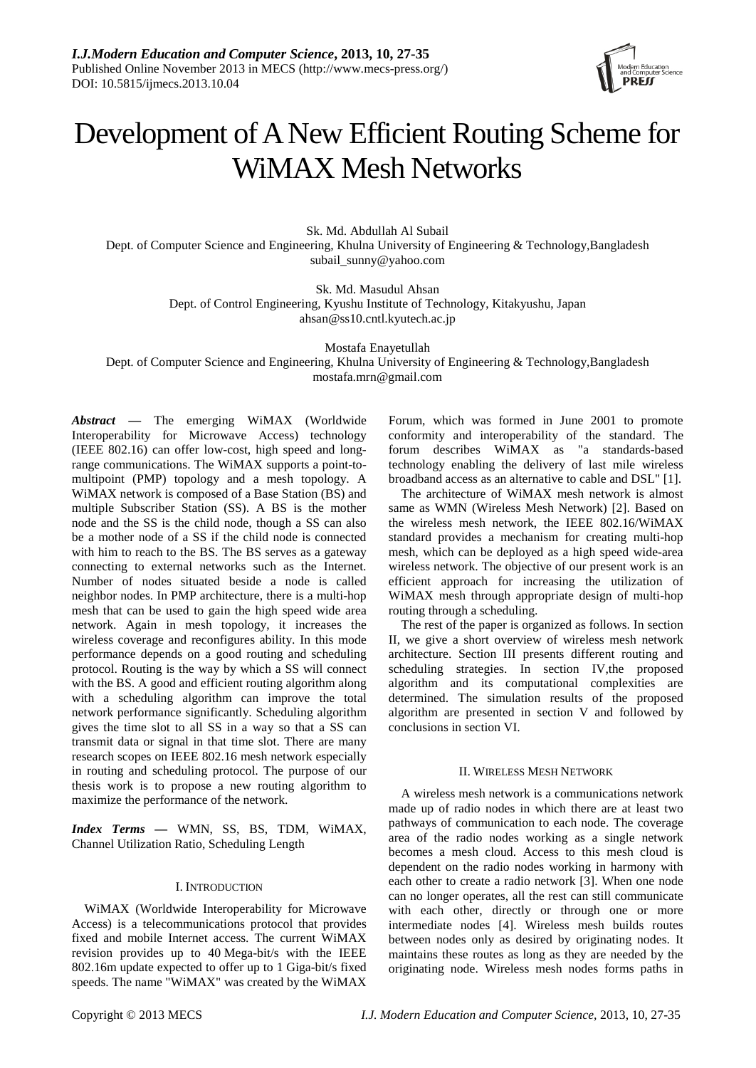# Development of A New Efficient Routing Scheme for WiMAX Mesh Networks

Sk. Md. Abdullah Al Subail
Dept. of Computer Science and Engineering, Khulna University of Engineering & Technology,Bangladesh
subail_sunny@yahoo.com

Sk. Md. Masudul Ahsan
Dept. of Control Engineering, Kyushu Institute of Technology, Kitakyushu, Japan
ahsan@ss10.cntl.kyutech.ac.jp

Mostafa Enayetullah
Dept. of Computer Science and Engineering, Khulna University of Engineering & Technology,Bangladesh
mostafa.mrn@gmail.com

***Abstract*** **—** The emerging WiMAX (Worldwide Interoperability for Microwave Access) technology (IEEE 802.16) can offer low-cost, high speed and long-range communications. The WiMAX supports a point-to-multipoint (PMP) topology and a mesh topology. A WiMAX network is composed of a Base Station (BS) and multiple Subscriber Station (SS). A BS is the mother node and the SS is the child node, though a SS can also be a mother node of a SS if the child node is connected with him to reach to the BS. The BS serves as a gateway connecting to external networks such as the Internet. Number of nodes situated beside a node is called neighbor nodes. In PMP architecture, there is a multi-hop mesh that can be used to gain the high speed wide area network. Again in mesh topology, it increases the wireless coverage and reconfigures ability. In this mode performance depends on a good routing and scheduling protocol. Routing is the way by which a SS will connect with the BS. A good and efficient routing algorithm along with a scheduling algorithm can improve the total network performance significantly. Scheduling algorithm gives the time slot to all SS in a way so that a SS can transmit data or signal in that time slot. There are many research scopes on IEEE 802.16 mesh network especially in routing and scheduling protocol. The purpose of our thesis work is to propose a new routing algorithm to maximize the performance of the network.

***Index Terms*** **—** WMN, SS, BS, TDM, WiMAX, Channel Utilization Ratio, Scheduling Length

## I. Introduction

WiMAX (Worldwide Interoperability for Microwave Access) is a telecommunications protocol that provides fixed and mobile Internet access. The current WiMAX revision provides up to 40 Mega-bit/s with the IEEE 802.16m update expected to offer up to 1 Giga-bit/s fixed speeds. The name "WiMAX" was created by the WiMAX Forum, which was formed in June 2001 to promote conformity and interoperability of the standard. The forum describes WiMAX as "a standards-based technology enabling the delivery of last mile wireless broadband access as an alternative to cable and DSL" [1].

The architecture of WiMAX mesh network is almost same as WMN (Wireless Mesh Network) [2]. Based on the wireless mesh network, the IEEE 802.16/WiMAX standard provides a mechanism for creating multi-hop mesh, which can be deployed as a high speed wide-area wireless network. The objective of our present work is an efficient approach for increasing the utilization of WiMAX mesh through appropriate design of multi-hop routing through a scheduling.

The rest of the paper is organized as follows. In section II, we give a short overview of wireless mesh network architecture. Section III presents different routing and scheduling strategies. In section IV,the proposed algorithm and its computational complexities are determined. The simulation results of the proposed algorithm are presented in section V and followed by conclusions in section VI.

## II. Wireless Mesh Network

A wireless mesh network is a communications network made up of radio nodes in which there are at least two pathways of communication to each node. The coverage area of the radio nodes working as a single network becomes a mesh cloud. Access to this mesh cloud is dependent on the radio nodes working in harmony with each other to create a radio network [3]. When one node can no longer operates, all the rest can still communicate with each other, directly or through one or more intermediate nodes [4]. Wireless mesh builds routes between nodes only as desired by originating nodes. It maintains these routes as long as they are needed by the originating node. Wireless mesh nodes forms paths in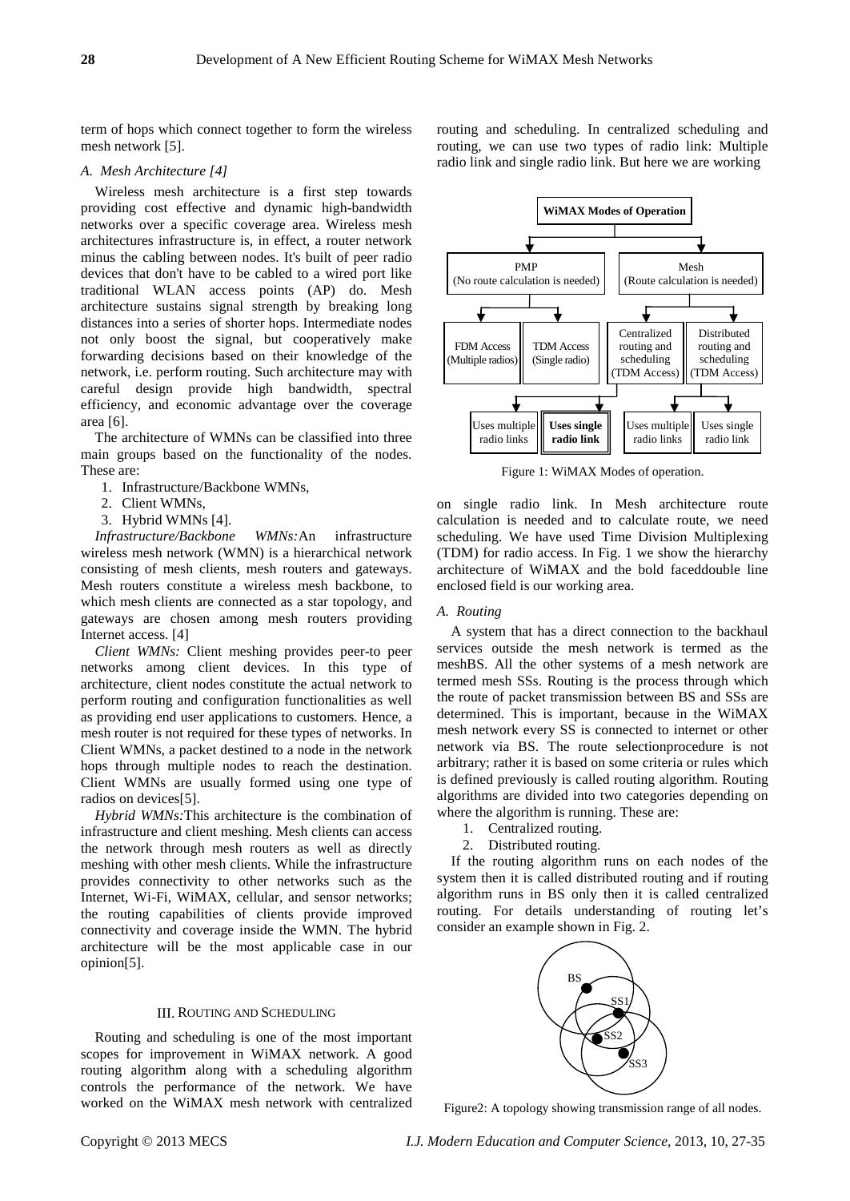term of hops which connect together to form the wireless mesh network [5].

### A. Mesh Architecture [4]

Wireless mesh architecture is a first step towards providing cost effective and dynamic high-bandwidth networks over a specific coverage area. Wireless mesh architectures infrastructure is, in effect, a router network minus the cabling between nodes. It's built of peer radio devices that don't have to be cabled to a wired port like traditional WLAN access points (AP) do. Mesh architecture sustains signal strength by breaking long distances into a series of shorter hops. Intermediate nodes not only boost the signal, but cooperatively make forwarding decisions based on their knowledge of the network, i.e. perform routing. Such architecture may with careful design provide high bandwidth, spectral efficiency, and economic advantage over the coverage area [6].

The architecture of WMNs can be classified into three main groups based on the functionality of the nodes. These are:

1. Infrastructure/Backbone WMNs,
2. Client WMNs,
3. Hybrid WMNs [4].

*Infrastructure/Backbone WMNs:* An infrastructure wireless mesh network (WMN) is a hierarchical network consisting of mesh clients, mesh routers and gateways. Mesh routers constitute a wireless mesh backbone, to which mesh clients are connected as a star topology, and gateways are chosen among mesh routers providing Internet access. [4]

*Client WMNs:* Client meshing provides peer-to peer networks among client devices. In this type of architecture, client nodes constitute the actual network to perform routing and configuration functionalities as well as providing end user applications to customers. Hence, a mesh router is not required for these types of networks. In Client WMNs, a packet destined to a node in the network hops through multiple nodes to reach the destination. Client WMNs are usually formed using one type of radios on devices[5].

*Hybrid WMNs:* This architecture is the combination of infrastructure and client meshing. Mesh clients can access the network through mesh routers as well as directly meshing with other mesh clients. While the infrastructure provides connectivity to other networks such as the Internet, Wi-Fi, WiMAX, cellular, and sensor networks; the routing capabilities of clients provide improved connectivity and coverage inside the WMN. The hybrid architecture will be the most applicable case in our opinion[5].

## III. Routing and Scheduling

Routing and scheduling is one of the most important scopes for improvement in WiMAX network. A good routing algorithm along with a scheduling algorithm controls the performance of the network. We have worked on the WiMAX mesh network with centralized routing and scheduling. In centralized scheduling and routing, we can use two types of radio link: Multiple radio link and single radio link. But here we are working on single radio link. In Mesh architecture route calculation is needed and to calculate route, we need scheduling. We have used Time Division Multiplexing (TDM) for radio access. In Fig. 1 we show the hierarchy architecture of WiMAX and the bold faceddouble line enclosed field is our working area.

Figure 1: WiMAX Modes of operation.

### A. Routing

A system that has a direct connection to the backhaul services outside the mesh network is termed as the meshBS. All the other systems of a mesh network are termed mesh SSs. Routing is the process through which the route of packet transmission between BS and SSs are determined. This is important, because in the WiMAX mesh network every SS is connected to internet or other network via BS. The route selectionprocedure is not arbitrary; rather it is based on some criteria or rules which is defined previously is called routing algorithm. Routing algorithms are divided into two categories depending on where the algorithm is running. These are:

1. Centralized routing.
2. Distributed routing.

If the routing algorithm runs on each nodes of the system then it is called distributed routing and if routing algorithm runs in BS only then it is called centralized routing. For details understanding of routing let's consider an example shown in Fig. 2.

Figure2: A topology showing transmission range of all nodes.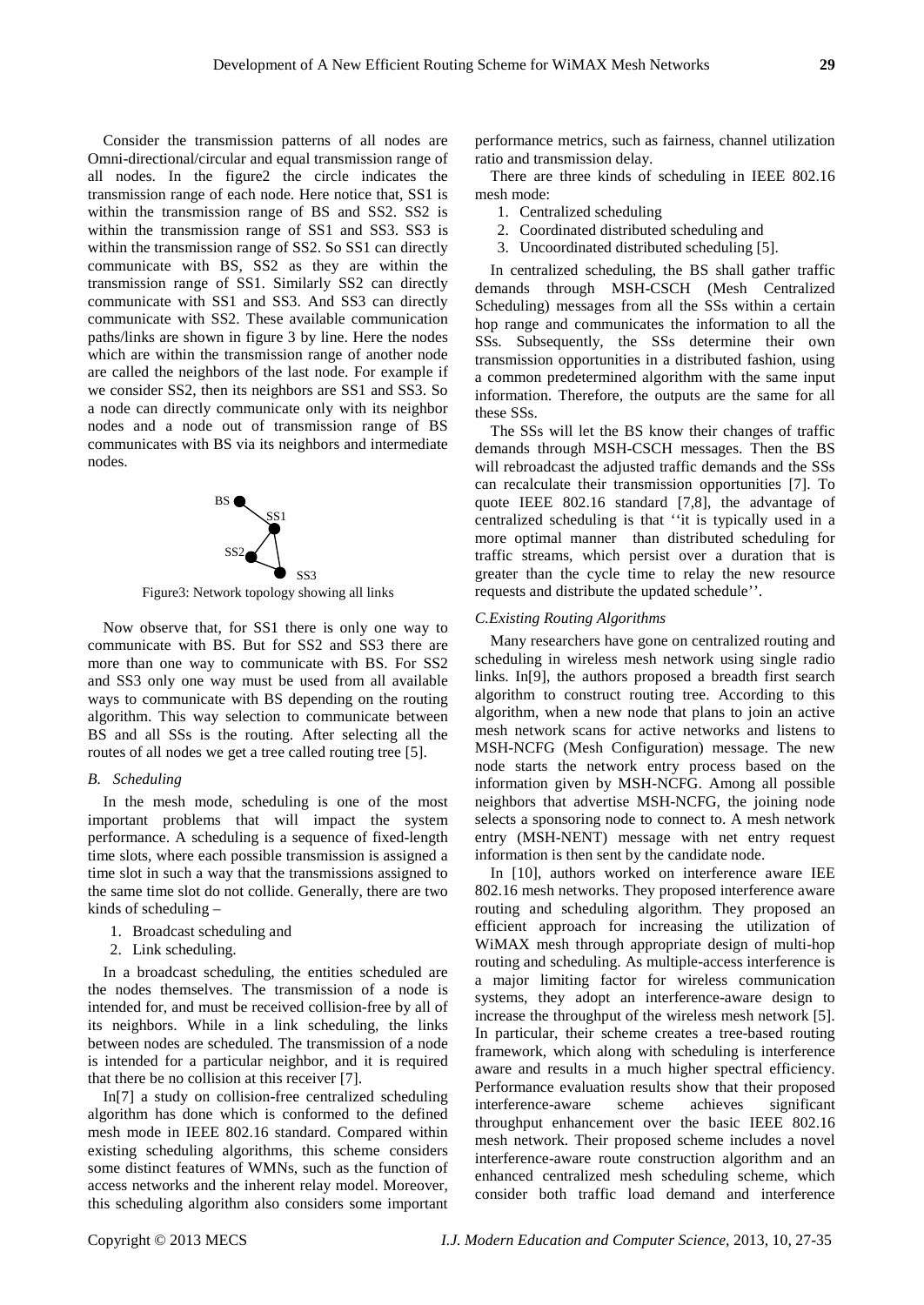Consider the transmission patterns of all nodes are Omni-directional/circular and equal transmission range of all nodes. In the figure2 the circle indicates the transmission range of each node. Here notice that, SS1 is within the transmission range of BS and SS2. SS2 is within the transmission range of SS1 and SS3. SS3 is within the transmission range of SS2. So SS1 can directly communicate with BS, SS2 as they are within the transmission range of SS1. Similarly SS2 can directly communicate with SS1 and SS3. And SS3 can directly communicate with SS2. These available communication paths/links are shown in figure 3 by line. Here the nodes which are within the transmission range of another node are called the neighbors of the last node. For example if we consider SS2, then its neighbors are SS1 and SS3. So a node can directly communicate only with its neighbor nodes and a node out of transmission range of BS communicates with BS via its neighbors and intermediate nodes.

Figure3: Network topology showing all links

Now observe that, for SS1 there is only one way to communicate with BS. But for SS2 and SS3 there are more than one way to communicate with BS. For SS2 and SS3 only one way must be used from all available ways to communicate with BS depending on the routing algorithm. This way selection to communicate between BS and all SSs is the routing. After selecting all the routes of all nodes we get a tree called routing tree [5].

### *B. Scheduling*

In the mesh mode, scheduling is one of the most important problems that will impact the system performance. A scheduling is a sequence of fixed-length time slots, where each possible transmission is assigned a time slot in such a way that the transmissions assigned to the same time slot do not collide. Generally, there are two kinds of scheduling –

1. Broadcast scheduling and
2. Link scheduling.

In a broadcast scheduling, the entities scheduled are the nodes themselves. The transmission of a node is intended for, and must be received collision-free by all of its neighbors. While in a link scheduling, the links between nodes are scheduled. The transmission of a node is intended for a particular neighbor, and it is required that there be no collision at this receiver [7].

In[7] a study on collision-free centralized scheduling algorithm has done which is conformed to the defined mesh mode in IEEE 802.16 standard. Compared within existing scheduling algorithms, this scheme considers some distinct features of WMNs, such as the function of access networks and the inherent relay model. Moreover, this scheduling algorithm also considers some important performance metrics, such as fairness, channel utilization ratio and transmission delay.

There are three kinds of scheduling in IEEE 802.16 mesh mode:

1. Centralized scheduling
2. Coordinated distributed scheduling and
3. Uncoordinated distributed scheduling [5].

In centralized scheduling, the BS shall gather traffic demands through MSH-CSCH (Mesh Centralized Scheduling) messages from all the SSs within a certain hop range and communicates the information to all the SSs. Subsequently, the SSs determine their own transmission opportunities in a distributed fashion, using a common predetermined algorithm with the same input information. Therefore, the outputs are the same for all these SSs.

The SSs will let the BS know their changes of traffic demands through MSH-CSCH messages. Then the BS will rebroadcast the adjusted traffic demands and the SSs can recalculate their transmission opportunities [7]. To quote IEEE 802.16 standard [7,8], the advantage of centralized scheduling is that ''it is typically used in a more optimal manner than distributed scheduling for traffic streams, which persist over a duration that is greater than the cycle time to relay the new resource requests and distribute the updated schedule''.

### *C.Existing Routing Algorithms*

Many researchers have gone on centralized routing and scheduling in wireless mesh network using single radio links. In[9], the authors proposed a breadth first search algorithm to construct routing tree. According to this algorithm, when a new node that plans to join an active mesh network scans for active networks and listens to MSH-NCFG (Mesh Configuration) message. The new node starts the network entry process based on the information given by MSH-NCFG. Among all possible neighbors that advertise MSH-NCFG, the joining node selects a sponsoring node to connect to. A mesh network entry (MSH-NENT) message with net entry request information is then sent by the candidate node.

In [10], authors worked on interference aware IEE 802.16 mesh networks. They proposed interference aware routing and scheduling algorithm. They proposed an efficient approach for increasing the utilization of WiMAX mesh through appropriate design of multi-hop routing and scheduling. As multiple-access interference is a major limiting factor for wireless communication systems, they adopt an interference-aware design to increase the throughput of the wireless mesh network [5]. In particular, their scheme creates a tree-based routing framework, which along with scheduling is interference aware and results in a much higher spectral efficiency. Performance evaluation results show that their proposed interference-aware scheme achieves significant throughput enhancement over the basic IEEE 802.16 mesh network. Their proposed scheme includes a novel interference-aware route construction algorithm and an enhanced centralized mesh scheduling scheme, which consider both traffic load demand and interference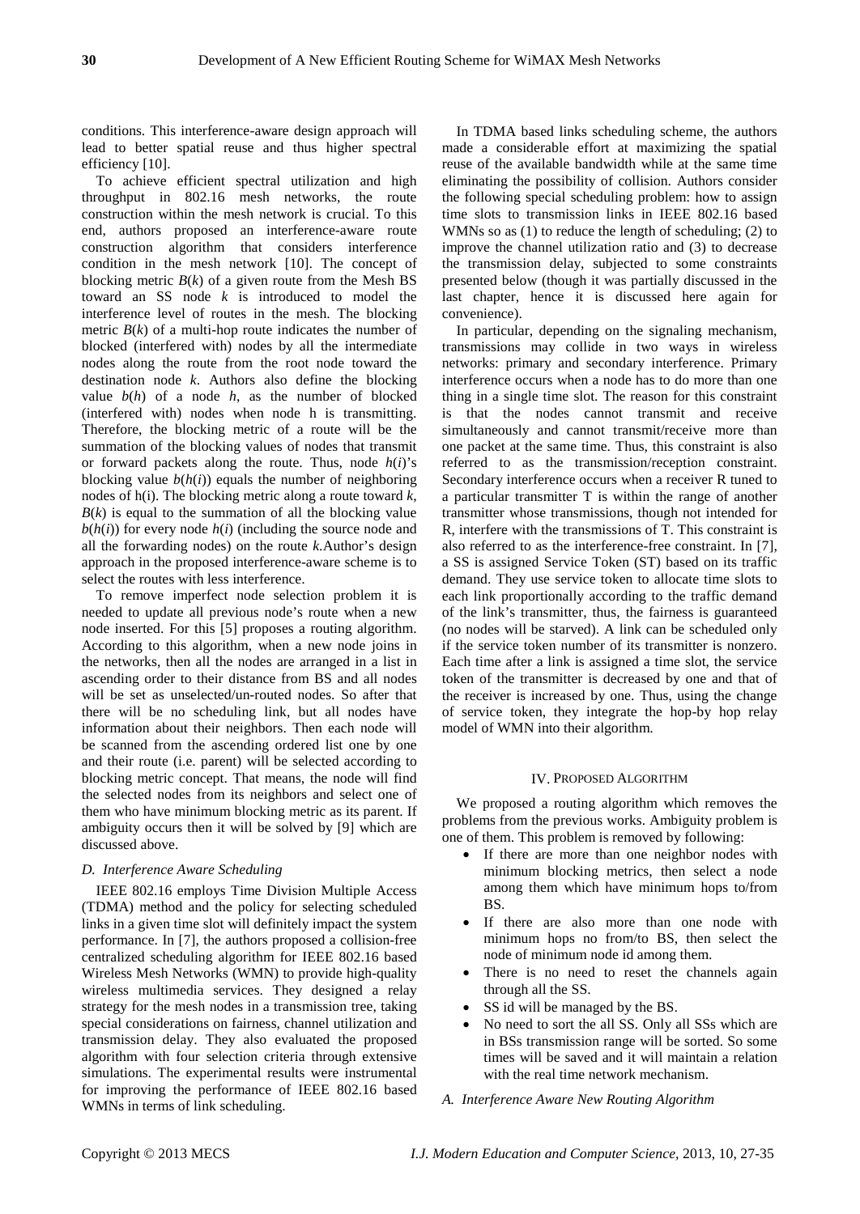conditions. This interference-aware design approach will lead to better spatial reuse and thus higher spectral efficiency [10].

To achieve efficient spectral utilization and high throughput in 802.16 mesh networks, the route construction within the mesh network is crucial. To this end, authors proposed an interference-aware route construction algorithm that considers interference condition in the mesh network [10]. The concept of blocking metric $B(k)$ of a given route from the Mesh BS toward an SS node $k$ is introduced to model the interference level of routes in the mesh. The blocking metric $B(k)$ of a multi-hop route indicates the number of blocked (interfered with) nodes by all the intermediate nodes along the route from the root node toward the destination node $k$. Authors also define the blocking value $b(h)$ of a node $h$, as the number of blocked (interfered with) nodes when node h is transmitting. Therefore, the blocking metric of a route will be the summation of the blocking values of nodes that transmit or forward packets along the route. Thus, node $h(i)$'s blocking value $b(h(i))$ equals the number of neighboring nodes of h(i). The blocking metric along a route toward $k$, $B(k)$ is equal to the summation of all the blocking value $b(h(i))$ for every node $h(i)$ (including the source node and all the forwarding nodes) on the route $k$.Author's design approach in the proposed interference-aware scheme is to select the routes with less interference.

To remove imperfect node selection problem it is needed to update all previous node's route when a new node inserted. For this [5] proposes a routing algorithm. According to this algorithm, when a new node joins in the networks, then all the nodes are arranged in a list in ascending order to their distance from BS and all nodes will be set as unselected/un-routed nodes. So after that there will be no scheduling link, but all nodes have information about their neighbors. Then each node will be scanned from the ascending ordered list one by one and their route (i.e. parent) will be selected according to blocking metric concept. That means, the node will find the selected nodes from its neighbors and select one of them who have minimum blocking metric as its parent. If ambiguity occurs then it will be solved by [9] which are discussed above.

### *D. Interference Aware Scheduling*

IEEE 802.16 employs Time Division Multiple Access (TDMA) method and the policy for selecting scheduled links in a given time slot will definitely impact the system performance. In [7], the authors proposed a collision-free centralized scheduling algorithm for IEEE 802.16 based Wireless Mesh Networks (WMN) to provide high-quality wireless multimedia services. They designed a relay strategy for the mesh nodes in a transmission tree, taking special considerations on fairness, channel utilization and transmission delay. They also evaluated the proposed algorithm with four selection criteria through extensive simulations. The experimental results were instrumental for improving the performance of IEEE 802.16 based WMNs in terms of link scheduling.

In TDMA based links scheduling scheme, the authors made a considerable effort at maximizing the spatial reuse of the available bandwidth while at the same time eliminating the possibility of collision. Authors consider the following special scheduling problem: how to assign time slots to transmission links in IEEE 802.16 based WMNs so as (1) to reduce the length of scheduling; (2) to improve the channel utilization ratio and (3) to decrease the transmission delay, subjected to some constraints presented below (though it was partially discussed in the last chapter, hence it is discussed here again for convenience).

In particular, depending on the signaling mechanism, transmissions may collide in two ways in wireless networks: primary and secondary interference. Primary interference occurs when a node has to do more than one thing in a single time slot. The reason for this constraint is that the nodes cannot transmit and receive simultaneously and cannot transmit/receive more than one packet at the same time. Thus, this constraint is also referred to as the transmission/reception constraint. Secondary interference occurs when a receiver R tuned to a particular transmitter T is within the range of another transmitter whose transmissions, though not intended for R, interfere with the transmissions of T. This constraint is also referred to as the interference-free constraint. In [7], a SS is assigned Service Token (ST) based on its traffic demand. They use service token to allocate time slots to each link proportionally according to the traffic demand of the link's transmitter, thus, the fairness is guaranteed (no nodes will be starved). A link can be scheduled only if the service token number of its transmitter is nonzero. Each time after a link is assigned a time slot, the service token of the transmitter is decreased by one and that of the receiver is increased by one. Thus, using the change of service token, they integrate the hop-by hop relay model of WMN into their algorithm.

## IV. PROPOSED ALGORITHM

We proposed a routing algorithm which removes the problems from the previous works. Ambiguity problem is one of them. This problem is removed by following:

- If there are more than one neighbor nodes with minimum blocking metrics, then select a node among them which have minimum hops to/from BS.
- If there are also more than one node with minimum hops no from/to BS, then select the node of minimum node id among them.
- There is no need to reset the channels again through all the SS.
- SS id will be managed by the BS.
- No need to sort the all SS. Only all SSs which are in BSs transmission range will be sorted. So some times will be saved and it will maintain a relation with the real time network mechanism.

### *A. Interference Aware New Routing Algorithm*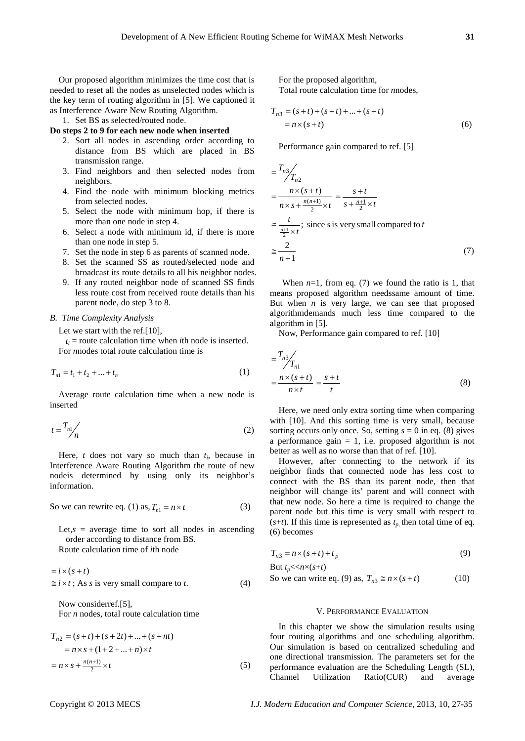Our proposed algorithm minimizes the time cost that is needed to reset all the nodes as unselected nodes which is the key term of routing algorithm in [5]. We captioned it as Interference Aware New Routing Algorithm.

1. Set BS as selected/routed node.

**Do steps 2 to 9 for each new node when inserted**

2. Sort all nodes in ascending order according to distance from BS which are placed in BS transmission range.
3. Find neighbors and then selected nodes from neighbors.
4. Find the node with minimum blocking metrics from selected nodes.
5. Select the node with minimum hop, if there is more than one node in step 4.
6. Select a node with minimum id, if there is more than one node in step 5.
7. Set the node in step 6 as parents of scanned node.
8. Set the scanned SS as routed/selected node and broadcast its route details to all his neighbor nodes.
9. If any routed neighbor node of scanned SS finds less route cost from received route details than his parent node, do step 3 to 8.

### *B. Time Complexity Analysis*

Let we start with the ref.[10],

$t_i$ = route calculation time when *i*th node is inserted.

For *n*nodes total route calculation time is

$$T_{n1} = t_1 + t_2 + ... + t_n \tag{1}$$

Average route calculation time when a new node is inserted

$$t = T_{n1}/n \tag{2}$$

Here, $t$ does not vary so much than $t_i$, because in Interference Aware Routing Algorithm the route of new nodeis determined by using only its neighbor's information.

So we can rewrite eq. (1) as, $T_{n1} = n \times t$ (3)

Let,$s$ = average time to sort all nodes in ascending order according to distance from BS.

Route calculation time of *i*th node

$$= i \times (s+t)$$
$$\cong i \times t \text{ ; As } s \text{ is very small compare to } t. \tag{4}$$

Now considerref.[5],

For *n* nodes, total route calculation time

$$T_{n2} = (s+t) + (s+2t) + ... + (s+nt)$$
$$= n \times s + (1+2+...+n) \times t$$
$$= n \times s + \tfrac{n(n+1)}{2} \times t \tag{5}$$

For the proposed algorithm,

Total route calculation time for *n*nodes,

$$T_{n3} = (s+t) + (s+t) + ... + (s+t)$$
$$= n \times (s+t) \tag{6}$$

Performance gain compared to ref. [5]

$$= T_{n3}/T_{n2}$$
$$= \frac{n \times (s+t)}{n \times s + \frac{n(n+1)}{2} \times t} = \frac{s+t}{s + \frac{n+1}{2} \times t}$$
$$\cong \frac{t}{\frac{n+1}{2} \times t}; \text{ since } s \text{ is very small compared to } t$$
$$\cong \frac{2}{n+1} \tag{7}$$

When $n$=1, from eq. (7) we found the ratio is 1, that means proposed algorithm needssame amount of time. But when $n$ is very large, we can see that proposed algorithmdemands much less time compared to the algorithm in [5].

Now, Performance gain compared to ref. [10]

$$= T_{n3}/T_{n1}$$
$$= \frac{n \times (s+t)}{n \times t} = \frac{s+t}{t} \tag{8}$$

Here, we need only extra sorting time when comparing with [10]. And this sorting time is very small, because sorting occurs only once. So, setting $s = 0$ in eq. (8) gives a performance gain = 1, i.e. proposed algorithm is not better as well as no worse than that of ref. [10].

However, after connecting to the network if its neighbor finds that connected node has less cost to connect with the BS than its parent node, then that neighbor will change its' parent and will connect with that new node. So here a time is required to change the parent node but this time is very small with respect to ($s$+$t$). If this time is represented as $t_p$, then total time of eq. (6) becomes

$$T_{n3} = n \times (s+t) + t_p \tag{9}$$

But $t_p << n \times (s+t)$

So we can write eq. (9) as, $T_{n3} \cong n \times (s+t)$ (10)

## V. Performance Evaluation

In this chapter we show the simulation results using four routing algorithms and one scheduling algorithm. Our simulation is based on centralized scheduling and one directional transmission. The parameters set for the performance evaluation are the Scheduling Length (SL), Channel Utilization Ratio(CUR) and average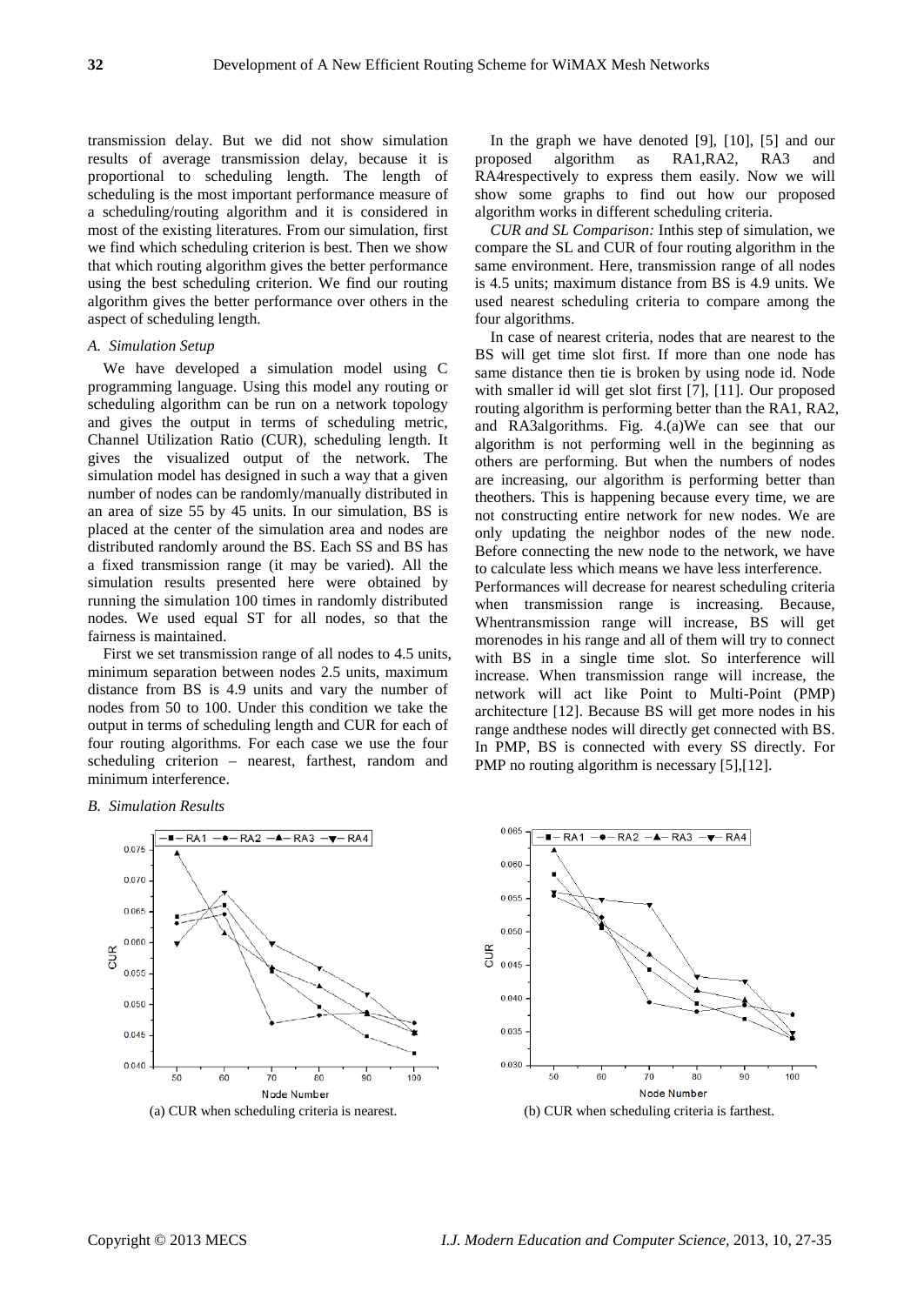transmission delay. But we did not show simulation results of average transmission delay, because it is proportional to scheduling length. The length of scheduling is the most important performance measure of a scheduling/routing algorithm and it is considered in most of the existing literatures. From our simulation, first we find which scheduling criterion is best. Then we show that which routing algorithm gives the better performance using the best scheduling criterion. We find our routing algorithm gives the better performance over others in the aspect of scheduling length.

### *A. Simulation Setup*

We have developed a simulation model using C programming language. Using this model any routing or scheduling algorithm can be run on a network topology and gives the output in terms of scheduling metric, Channel Utilization Ratio (CUR), scheduling length. It gives the visualized output of the network. The simulation model has designed in such a way that a given number of nodes can be randomly/manually distributed in an area of size 55 by 45 units. In our simulation, BS is placed at the center of the simulation area and nodes are distributed randomly around the BS. Each SS and BS has a fixed transmission range (it may be varied). All the simulation results presented here were obtained by running the simulation 100 times in randomly distributed nodes. We used equal ST for all nodes, so that the fairness is maintained.

First we set transmission range of all nodes to 4.5 units, minimum separation between nodes 2.5 units, maximum distance from BS is 4.9 units and vary the number of nodes from 50 to 100. Under this condition we take the output in terms of scheduling length and CUR for each of four routing algorithms. For each case we use the four scheduling criterion – nearest, farthest, random and minimum interference.

### *B. Simulation Results*

In the graph we have denoted [9], [10], [5] and our proposed algorithm as RA1,RA2, RA3 and RA4respectively to express them easily. Now we will show some graphs to find out how our proposed algorithm works in different scheduling criteria.

*CUR and SL Comparison:* Inthis step of simulation, we compare the SL and CUR of four routing algorithm in the same environment. Here, transmission range of all nodes is 4.5 units; maximum distance from BS is 4.9 units. We used nearest scheduling criteria to compare among the four algorithms.

In case of nearest criteria, nodes that are nearest to the BS will get time slot first. If more than one node has same distance then tie is broken by using node id. Node with smaller id will get slot first [7], [11]. Our proposed routing algorithm is performing better than the RA1, RA2, and RA3algorithms. Fig. 4.(a)We can see that our algorithm is not performing well in the beginning as others are performing. But when the numbers of nodes are increasing, our algorithm is performing better than theothers. This is happening because every time, we are not constructing entire network for new nodes. We are only updating the neighbor nodes of the new node. Before connecting the new node to the network, we have to calculate less which means we have less interference.
Performances will decrease for nearest scheduling criteria when transmission range is increasing. Because, Whentransmission range will increase, BS will get morenodes in his range and all of them will try to connect with BS in a single time slot. So interference will increase. When transmission range will increase, the network will act like Point to Multi-Point (PMP) architecture [12]. Because BS will get more nodes in his range andthese nodes will directly get connected with BS. In PMP, BS is connected with every SS directly. For PMP no routing algorithm is necessary [5],[12].

(a) CUR when scheduling criteria is nearest.

(b) CUR when scheduling criteria is farthest.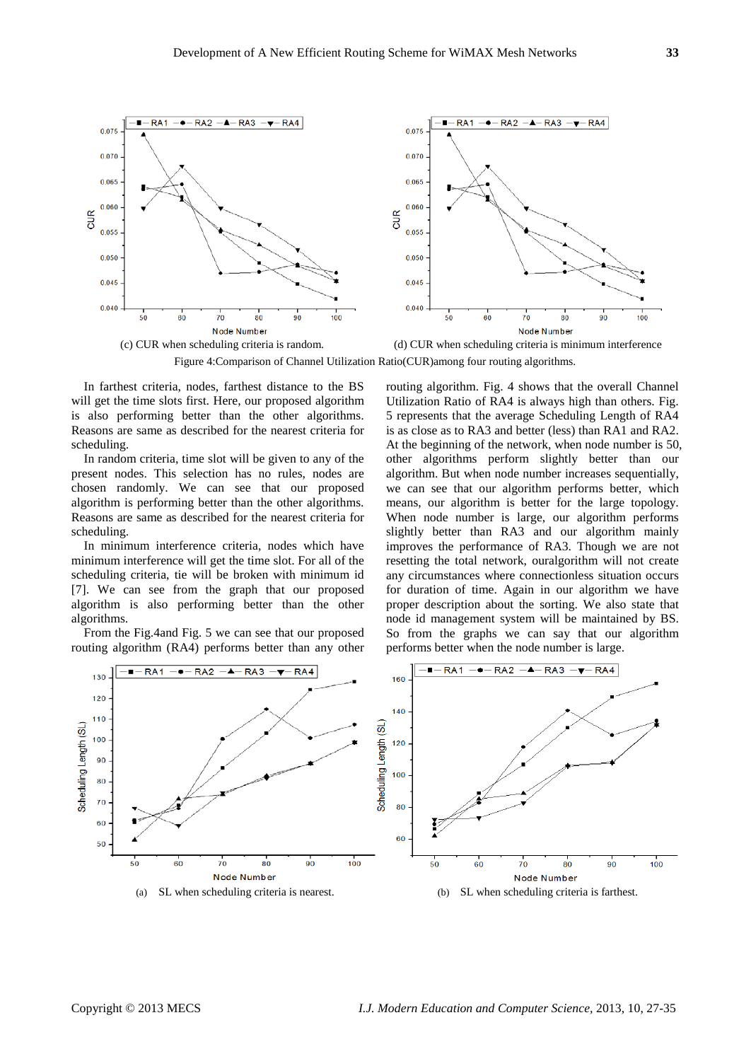(c) CUR when scheduling criteria is random.

(d) CUR when scheduling criteria is minimum interference

Figure 4:Comparison of Channel Utilization Ratio(CUR)among four routing algorithms.

In farthest criteria, nodes, farthest distance to the BS will get the time slots first. Here, our proposed algorithm is also performing better than the other algorithms. Reasons are same as described for the nearest criteria for scheduling.

In random criteria, time slot will be given to any of the present nodes. This selection has no rules, nodes are chosen randomly. We can see that our proposed algorithm is performing better than the other algorithms. Reasons are same as described for the nearest criteria for scheduling.

In minimum interference criteria, nodes which have minimum interference will get the time slot. For all of the scheduling criteria, tie will be broken with minimum id [7]. We can see from the graph that our proposed algorithm is also performing better than the other algorithms.

From the Fig.4and Fig. 5 we can see that our proposed routing algorithm (RA4) performs better than any other routing algorithm. Fig. 4 shows that the overall Channel Utilization Ratio of RA4 is always high than others. Fig. 5 represents that the average Scheduling Length of RA4 is as close as to RA3 and better (less) than RA1 and RA2. At the beginning of the network, when node number is 50, other algorithms perform slightly better than our algorithm. But when node number increases sequentially, we can see that our algorithm performs better, which means, our algorithm is better for the large topology. When node number is large, our algorithm performs slightly better than RA3 and our algorithm mainly improves the performance of RA3. Though we are not resetting the total network, ouralgorithm will not create any circumstances where connectionless situation occurs for duration of time. Again in our algorithm we have proper description about the sorting. We also state that node id management system will be maintained by BS. So from the graphs we can say that our algorithm performs better when the node number is large.

(a) SL when scheduling criteria is nearest.

(b) SL when scheduling criteria is farthest.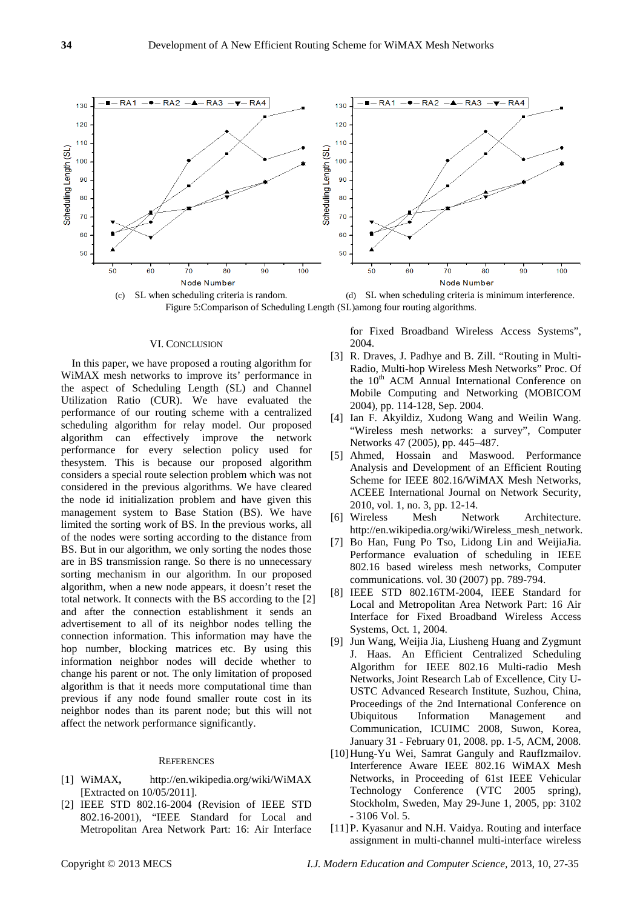(c) SL when scheduling criteria is random.

(d) SL when scheduling criteria is minimum interference.

Figure 5:Comparison of Scheduling Length (SL)among four routing algorithms.

## VI. Conclusion

In this paper, we have proposed a routing algorithm for WiMAX mesh networks to improve its' performance in the aspect of Scheduling Length (SL) and Channel Utilization Ratio (CUR). We have evaluated the performance of our routing scheme with a centralized scheduling algorithm for relay model. Our proposed algorithm can effectively improve the network performance for every selection policy used for thesystem. This is because our proposed algorithm considers a special route selection problem which was not considered in the previous algorithms. We have cleared the node id initialization problem and have given this management system to Base Station (BS). We have limited the sorting work of BS. In the previous works, all of the nodes were sorting according to the distance from BS. But in our algorithm, we only sorting the nodes those are in BS transmission range. So there is no unnecessary sorting mechanism in our algorithm. In our proposed algorithm, when a new node appears, it doesn't reset the total network. It connects with the BS according to the [2] and after the connection establishment it sends an advertisement to all of its neighbor nodes telling the connection information. This information may have the hop number, blocking matrices etc. By using this information neighbor nodes will decide whether to change his parent or not. The only limitation of proposed algorithm is that it needs more computational time than previous if any node found smaller route cost in its neighbor nodes than its parent node; but this will not affect the network performance significantly.

## References

[1] WiMAX, http://en.wikipedia.org/wiki/WiMAX [Extracted on 10/05/2011].

[2] IEEE STD 802.16-2004 (Revision of IEEE STD 802.16-2001), "IEEE Standard for Local and Metropolitan Area Network Part: 16: Air Interface for Fixed Broadband Wireless Access Systems", 2004.

[3] R. Draves, J. Padhye and B. Zill. "Routing in Multi-Radio, Multi-hop Wireless Mesh Networks" Proc. Of the 10th ACM Annual International Conference on Mobile Computing and Networking (MOBICOM 2004), pp. 114-128, Sep. 2004.

[4] Ian F. Akyildiz, Xudong Wang and Weilin Wang. "Wireless mesh networks: a survey", Computer Networks 47 (2005), pp. 445–487.

[5] Ahmed, Hossain and Maswood. Performance Analysis and Development of an Efficient Routing Scheme for IEEE 802.16/WiMAX Mesh Networks, ACEEE International Journal on Network Security, 2010, vol. 1, no. 3, pp. 12-14.

[6] Wireless Mesh Network Architecture. http://en.wikipedia.org/wiki/Wireless_mesh_network.

[7] Bo Han, Fung Po Tso, Lidong Lin and WeijiaJia. Performance evaluation of scheduling in IEEE 802.16 based wireless mesh networks, Computer communications. vol. 30 (2007) pp. 789-794.

[8] IEEE STD 802.16TM-2004, IEEE Standard for Local and Metropolitan Area Network Part: 16 Air Interface for Fixed Broadband Wireless Access Systems, Oct. 1, 2004.

[9] Jun Wang, Weijia Jia, Liusheng Huang and Zygmunt J. Haas. An Efficient Centralized Scheduling Algorithm for IEEE 802.16 Multi-radio Mesh Networks, Joint Research Lab of Excellence, City U-USTC Advanced Research Institute, Suzhou, China, Proceedings of the 2nd International Conference on Ubiquitous Information Management and Communication, ICUIMC 2008, Suwon, Korea, January 31 - February 01, 2008. pp. 1-5, ACM, 2008.

[10] Hung-Yu Wei, Samrat Ganguly and RaufIzmailov. Interference Aware IEEE 802.16 WiMAX Mesh Networks, in Proceeding of 61st IEEE Vehicular Technology Conference (VTC 2005 spring), Stockholm, Sweden, May 29-June 1, 2005, pp: 3102 - 3106 Vol. 5.

[11] P. Kyasanur and N.H. Vaidya. Routing and interface assignment in multi-channel multi-interface wireless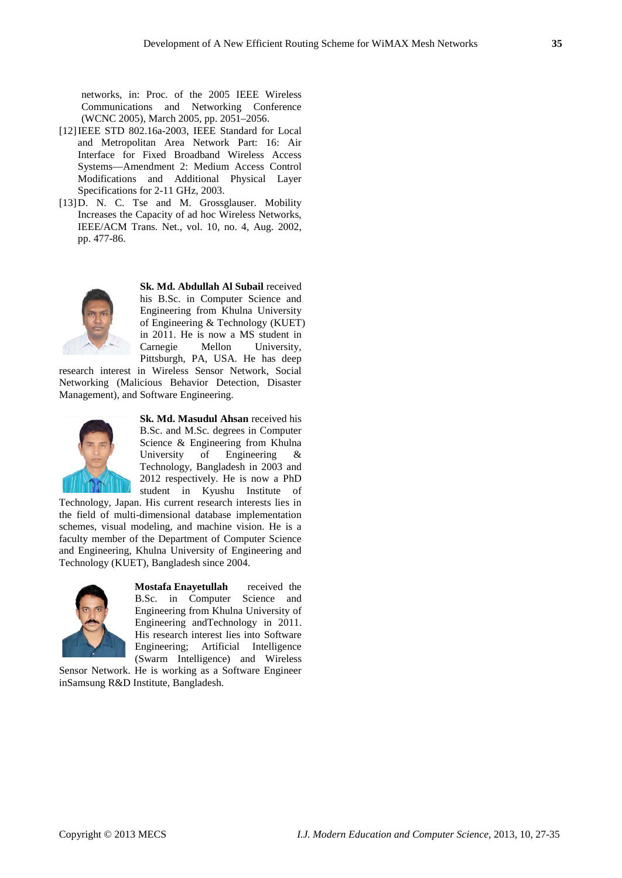networks, in: Proc. of the 2005 IEEE Wireless Communications and Networking Conference (WCNC 2005), March 2005, pp. 2051–2056.

[12] IEEE STD 802.16a-2003, IEEE Standard for Local and Metropolitan Area Network Part: 16: Air Interface for Fixed Broadband Wireless Access Systems—Amendment 2: Medium Access Control Modifications and Additional Physical Layer Specifications for 2-11 GHz, 2003.

[13] D. N. C. Tse and M. Grossglauser. Mobility Increases the Capacity of ad hoc Wireless Networks, IEEE/ACM Trans. Net., vol. 10, no. 4, Aug. 2002, pp. 477-86.

**Sk. Md. Abdullah Al Subail** received his B.Sc. in Computer Science and Engineering from Khulna University of Engineering & Technology (KUET) in 2011. He is now a MS student in Carnegie Mellon University, Pittsburgh, PA, USA. He has deep research interest in Wireless Sensor Network, Social Networking (Malicious Behavior Detection, Disaster Management), and Software Engineering.

**Sk. Md. Masudul Ahsan** received his B.Sc. and M.Sc. degrees in Computer Science & Engineering from Khulna University of Engineering & Technology, Bangladesh in 2003 and 2012 respectively. He is now a PhD student in Kyushu Institute of Technology, Japan. His current research interests lies in the field of multi-dimensional database implementation schemes, visual modeling, and machine vision. He is a faculty member of the Department of Computer Science and Engineering, Khulna University of Engineering and Technology (KUET), Bangladesh since 2004.

**Mostafa Enayetullah** received the B.Sc. in Computer Science and Engineering from Khulna University of Engineering andTechnology in 2011. His research interest lies into Software Engineering; Artificial Intelligence (Swarm Intelligence) and Wireless Sensor Network. He is working as a Software Engineer inSamsung R&D Institute, Bangladesh.